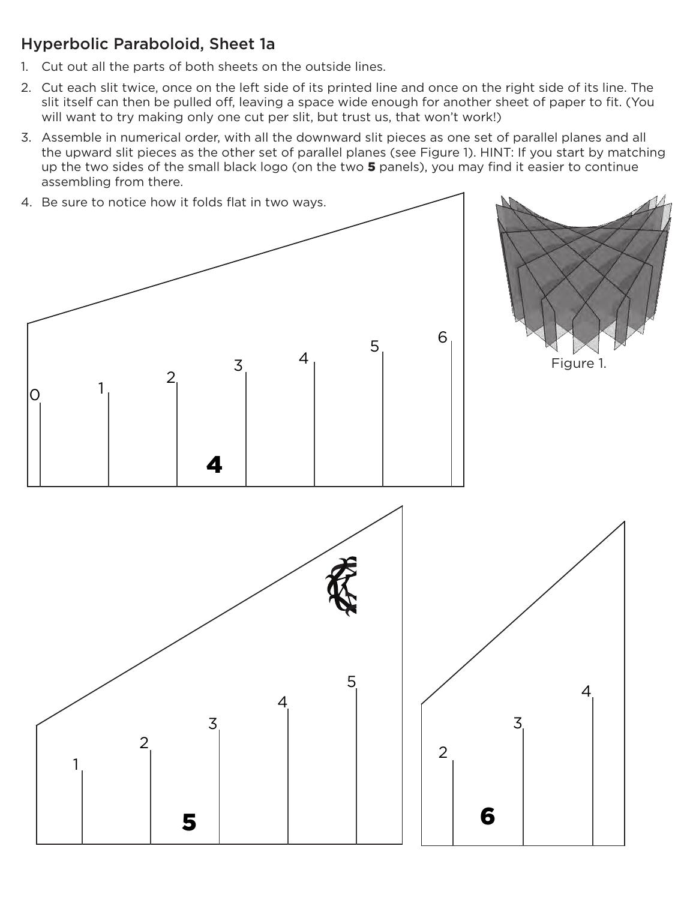## Hyperbolic Paraboloid, Sheet 1a

1. Cut out all the parts of both sheets on the outside lines.
2. Cut each slit twice, once on the left side of its printed line and once on the right side of its line. The slit itself can then be pulled off, leaving a space wide enough for another sheet of paper to fit. (You will want to try making only one cut per slit, but trust us, that won't work!)
3. Assemble in numerical order, with all the downward slit pieces as one set of parallel planes and all the upward slit pieces as the other set of parallel planes (see Figure 1). HINT: If you start by matching up the two sides of the small black logo (on the two **5** panels), you may find it easier to continue assembling from there.
4. Be sure to notice how it folds flat in two ways.

Figure 1.

**4**

0 1 2 3 4 5 6

**5**

1 2 3 4 5

**6**

2 3 4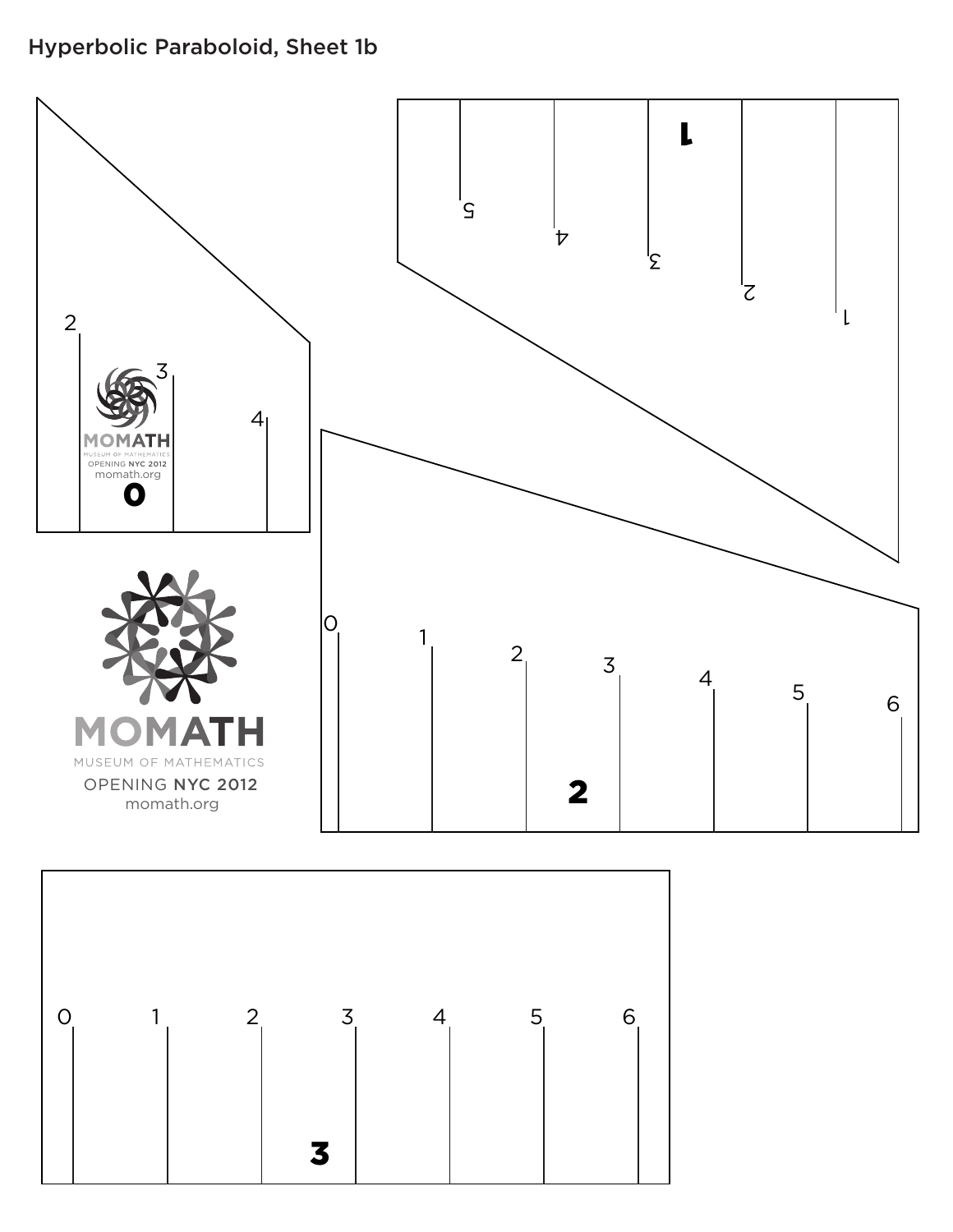Hyperbolic Paraboloid, Sheet 1b

2

3

4

MOMATH
MUSEUM OF MATHEMATICS
OPENING NYC 2012
momath.org

**0**

**1**

5

4

3

2

1

MOMATH
MUSEUM OF MATHEMATICS
OPENING NYC 2012
momath.org

0 1 2 3 4 5 6

**2**

0 1 2 3 4 5 6

**3**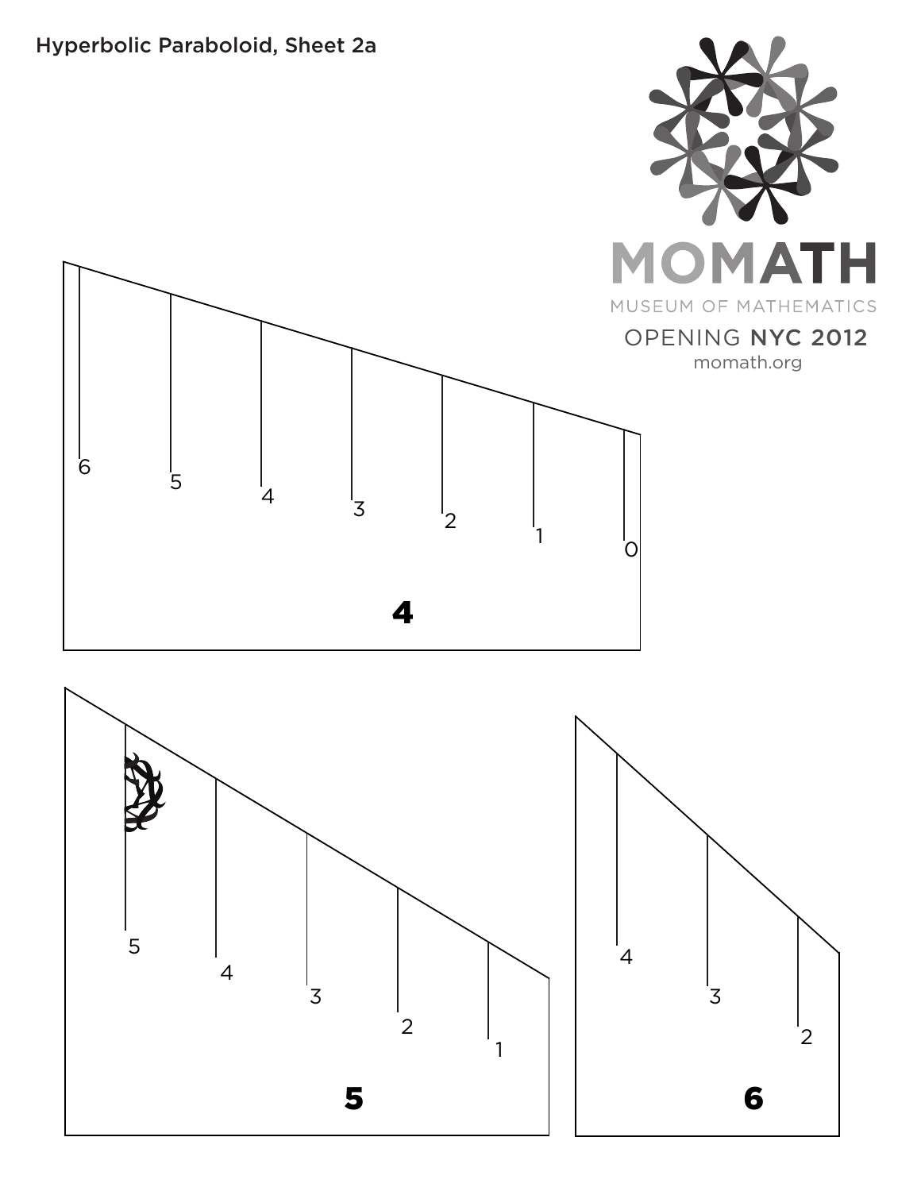Hyperbolic Paraboloid, Sheet 2a

MOMATH

MUSEUM OF MATHEMATICS

OPENING NYC 2012

momath.org

6 5 4 3 2 1 0

**4**

5 4 3 2 1

**5**

4 3 2

**6**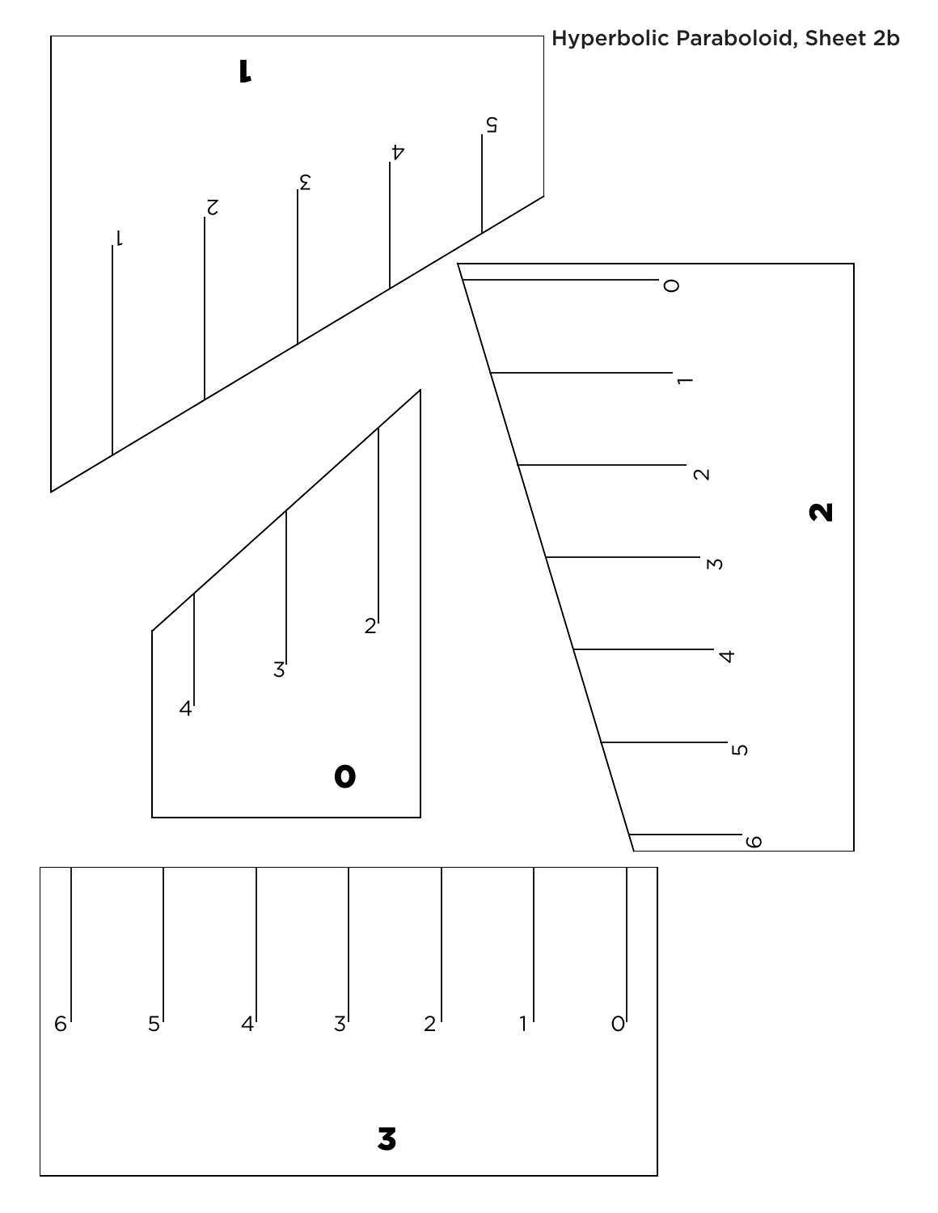Hyperbolic Paraboloid, Sheet 2b

1

1 2 3 4 5

0

4 3 2

2

0 1 2 3 4 5 6

3

6 5 4 3 2 1 0